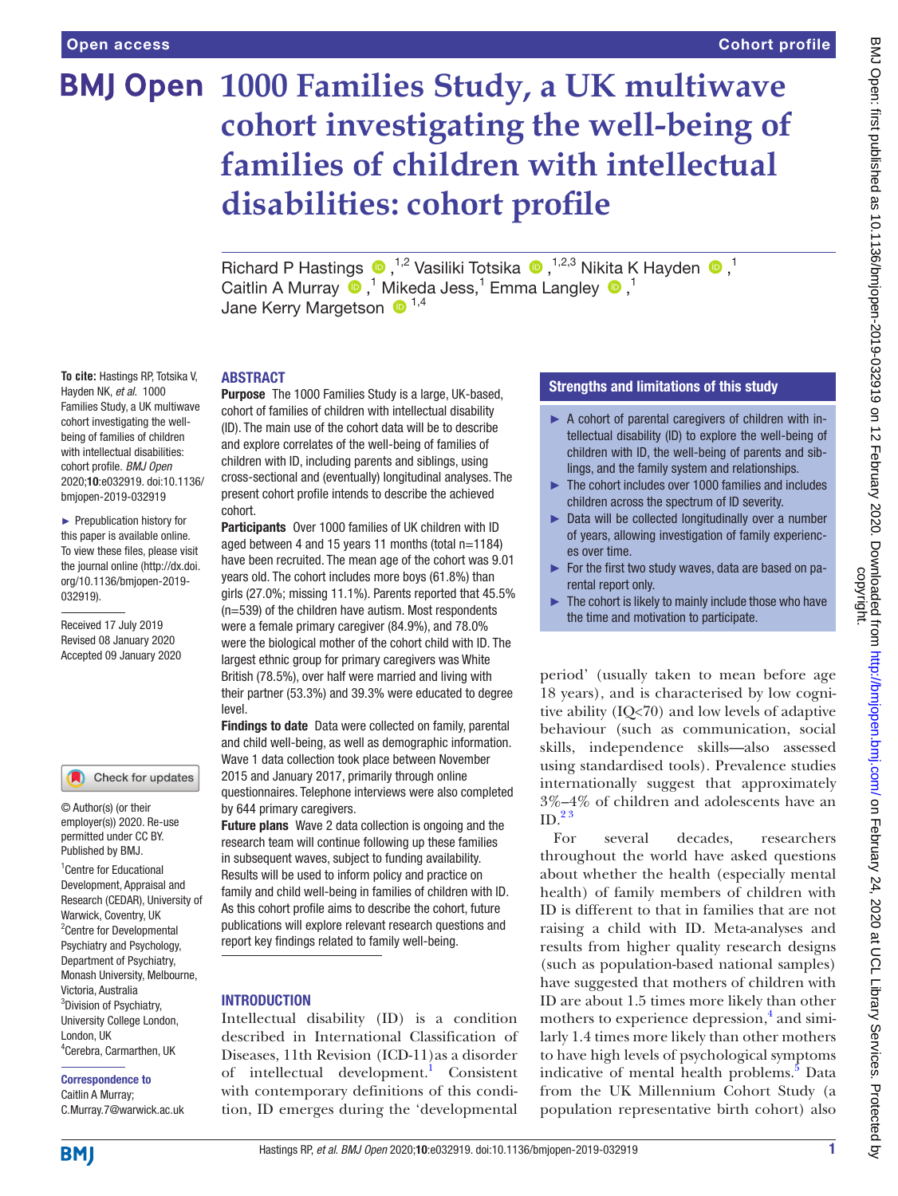# 1000 Families Study, a UK multiwave cohort investigating the well-being of families of children with intellectual disabilities: cohort profile

Richard P Hastings [1,2], Vasiliki Totsika [1,2,3], Nikita K Hayden [1], Caitlin A Murray [1], Mikeda Jess [1], Emma Langley [1], Jane Kerry Margetson [1,4]

**To cite:** Hastings RP, Totsika V, Hayden NK, *et al*. 1000 Families Study, a UK multiwave cohort investigating the well-being of families of children with intellectual disabilities: cohort profile. *BMJ Open* 2020;**10**:e032919. doi:10.1136/bmjopen-2019-032919

► Prepublication history for this paper is available online. To view these files, please visit the journal online (http://dx.doi.org/10.1136/bmjopen-2019-032919).

Received 17 July 2019
Revised 08 January 2020
Accepted 09 January 2020

© Author(s) (or their employer(s)) 2020. Re-use permitted under CC BY. Published by BMJ.

[1]Centre for Educational Development, Appraisal and Research (CEDAR), University of Warwick, Coventry, UK
[2]Centre for Developmental Psychiatry and Psychology, Department of Psychiatry, Monash University, Melbourne, Victoria, Australia
[3]Division of Psychiatry, University College London, London, UK
[4]Cerebra, Carmarthen, UK

**Correspondence to**
Caitlin A Murray;
C.Murray.7@warwick.ac.uk

## ABSTRACT

**Purpose** The 1000 Families Study is a large, UK-based, cohort of families of children with intellectual disability (ID). The main use of the cohort data will be to describe and explore correlates of the well-being of families of children with ID, including parents and siblings, using cross-sectional and (eventually) longitudinal analyses. The present cohort profile intends to describe the achieved cohort.

**Participants** Over 1000 families of UK children with ID aged between 4 and 15 years 11 months (total n=1184) have been recruited. The mean age of the cohort was 9.01 years old. The cohort includes more boys (61.8%) than girls (27.0%; missing 11.1%). Parents reported that 45.5% (n=539) of the children have autism. Most respondents were a female primary caregiver (84.9%), and 78.0% were the biological mother of the cohort child with ID. The largest ethnic group for primary caregivers was White British (78.5%), over half were married and living with their partner (53.3%) and 39.3% were educated to degree level.

**Findings to date** Data were collected on family, parental and child well-being, as well as demographic information. Wave 1 data collection took place between November 2015 and January 2017, primarily through online questionnaires. Telephone interviews were also completed by 644 primary caregivers.

**Future plans** Wave 2 data collection is ongoing and the research team will continue following up these families in subsequent waves, subject to funding availability. Results will be used to inform policy and practice on family and child well-being in families of children with ID. As this cohort profile aims to describe the cohort, future publications will explore relevant research questions and report key findings related to family well-being.

## Strengths and limitations of this study

- ► A cohort of parental caregivers of children with intellectual disability (ID) to explore the well-being of children with ID, the well-being of parents and siblings, and the family system and relationships.
- ► The cohort includes over 1000 families and includes children across the spectrum of ID severity.
- ► Data will be collected longitudinally over a number of years, allowing investigation of family experiences over time.
- ► For the first two study waves, data are based on parental report only.
- ► The cohort is likely to mainly include those who have the time and motivation to participate.

## INTRODUCTION

Intellectual disability (ID) is a condition described in International Classification of Diseases, 11th Revision (ICD-11)as a disorder of intellectual development.[1] Consistent with contemporary definitions of this condition, ID emerges during the 'developmental period' (usually taken to mean before age 18 years), and is characterised by low cognitive ability (IQ<70) and low levels of adaptive behaviour (such as communication, social skills, independence skills—also assessed using standardised tools). Prevalence studies internationally suggest that approximately 3%–4% of children and adolescents have an ID.[2,3]

For several decades, researchers throughout the world have asked questions about whether the health (especially mental health) of family members of children with ID is different to that in families that are not raising a child with ID. Meta-analyses and results from higher quality research designs (such as population-based national samples) have suggested that mothers of children with ID are about 1.5 times more likely than other mothers to experience depression,[4] and similarly 1.4 times more likely than other mothers to have high levels of psychological symptoms indicative of mental health problems.[5] Data from the UK Millennium Cohort Study (a population representative birth cohort) also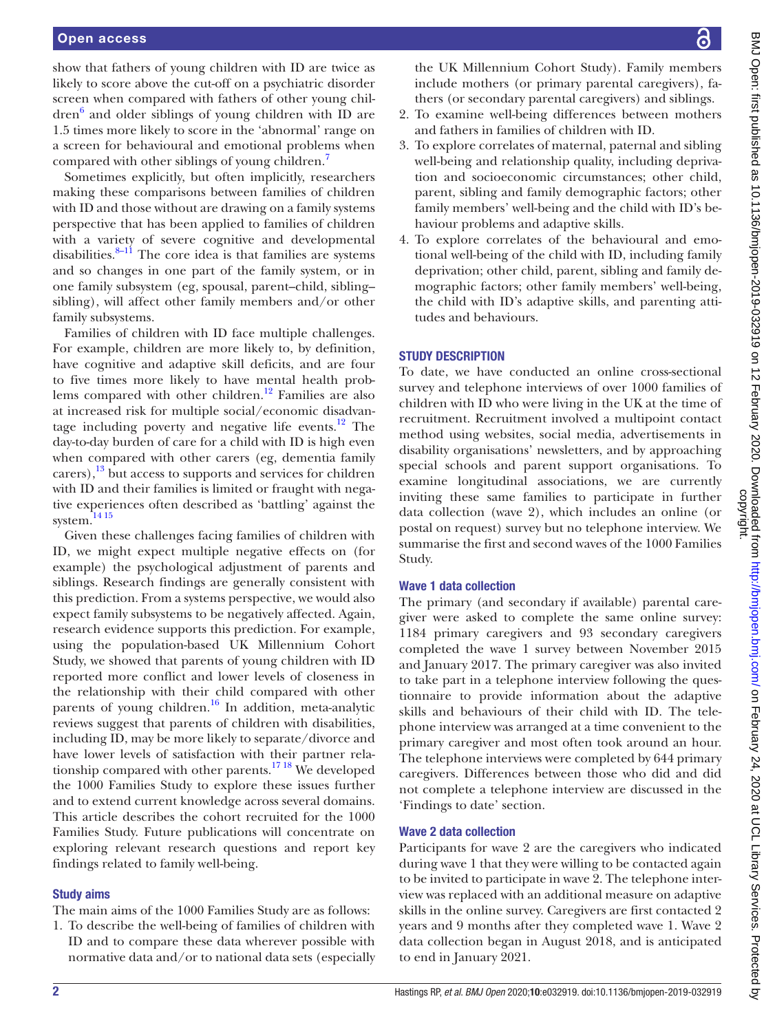show that fathers of young children with ID are twice as likely to score above the cut-off on a psychiatric disorder screen when compared with fathers of other young children[6] and older siblings of young children with ID are 1.5 times more likely to score in the 'abnormal' range on a screen for behavioural and emotional problems when compared with other siblings of young children.[7]

Sometimes explicitly, but often implicitly, researchers making these comparisons between families of children with ID and those without are drawing on a family systems perspective that has been applied to families of children with a variety of severe cognitive and developmental disabilities.[8–11] The core idea is that families are systems and so changes in one part of the family system, or in one family subsystem (eg, spousal, parent–child, sibling–sibling), will affect other family members and/or other family subsystems.

Families of children with ID face multiple challenges. For example, children are more likely to, by definition, have cognitive and adaptive skill deficits, and are four to five times more likely to have mental health problems compared with other children.[12] Families are also at increased risk for multiple social/economic disadvantage including poverty and negative life events.[12] The day-to-day burden of care for a child with ID is high even when compared with other carers (eg, dementia family carers),[13] but access to supports and services for children with ID and their families is limited or fraught with negative experiences often described as 'battling' against the system.[14 15]

Given these challenges facing families of children with ID, we might expect multiple negative effects on (for example) the psychological adjustment of parents and siblings. Research findings are generally consistent with this prediction. From a systems perspective, we would also expect family subsystems to be negatively affected. Again, research evidence supports this prediction. For example, using the population-based UK Millennium Cohort Study, we showed that parents of young children with ID reported more conflict and lower levels of closeness in the relationship with their child compared with other parents of young children.[16] In addition, meta-analytic reviews suggest that parents of children with disabilities, including ID, may be more likely to separate/divorce and have lower levels of satisfaction with their partner relationship compared with other parents.[17 18] We developed the 1000 Families Study to explore these issues further and to extend current knowledge across several domains. This article describes the cohort recruited for the 1000 Families Study. Future publications will concentrate on exploring relevant research questions and report key findings related to family well-being.

### Study aims

The main aims of the 1000 Families Study are as follows:

1. To describe the well-being of families of children with ID and to compare these data wherever possible with normative data and/or to national data sets (especially the UK Millennium Cohort Study). Family members include mothers (or primary parental caregivers), fathers (or secondary parental caregivers) and siblings.
2. To examine well-being differences between mothers and fathers in families of children with ID.
3. To explore correlates of maternal, paternal and sibling well-being and relationship quality, including deprivation and socioeconomic circumstances; other child, parent, sibling and family demographic factors; other family members' well-being and the child with ID's behaviour problems and adaptive skills.
4. To explore correlates of the behavioural and emotional well-being of the child with ID, including family deprivation; other child, parent, sibling and family demographic factors; other family members' well-being, the child with ID's adaptive skills, and parenting attitudes and behaviours.

## STUDY DESCRIPTION

To date, we have conducted an online cross-sectional survey and telephone interviews of over 1000 families of children with ID who were living in the UK at the time of recruitment. Recruitment involved a multipoint contact method using websites, social media, advertisements in disability organisations' newsletters, and by approaching special schools and parent support organisations. To examine longitudinal associations, we are currently inviting these same families to participate in further data collection (wave 2), which includes an online (or postal on request) survey but no telephone interview. We summarise the first and second waves of the 1000 Families Study.

### Wave 1 data collection

The primary (and secondary if available) parental caregiver were asked to complete the same online survey: 1184 primary caregivers and 93 secondary caregivers completed the wave 1 survey between November 2015 and January 2017. The primary caregiver was also invited to take part in a telephone interview following the questionnaire to provide information about the adaptive skills and behaviours of their child with ID. The telephone interview was arranged at a time convenient to the primary caregiver and most often took around an hour. The telephone interviews were completed by 644 primary caregivers. Differences between those who did and did not complete a telephone interview are discussed in the 'Findings to date' section.

### Wave 2 data collection

Participants for wave 2 are the caregivers who indicated during wave 1 that they were willing to be contacted again to be invited to participate in wave 2. The telephone interview was replaced with an additional measure on adaptive skills in the online survey. Caregivers are first contacted 2 years and 9 months after they completed wave 1. Wave 2 data collection began in August 2018, and is anticipated to end in January 2021.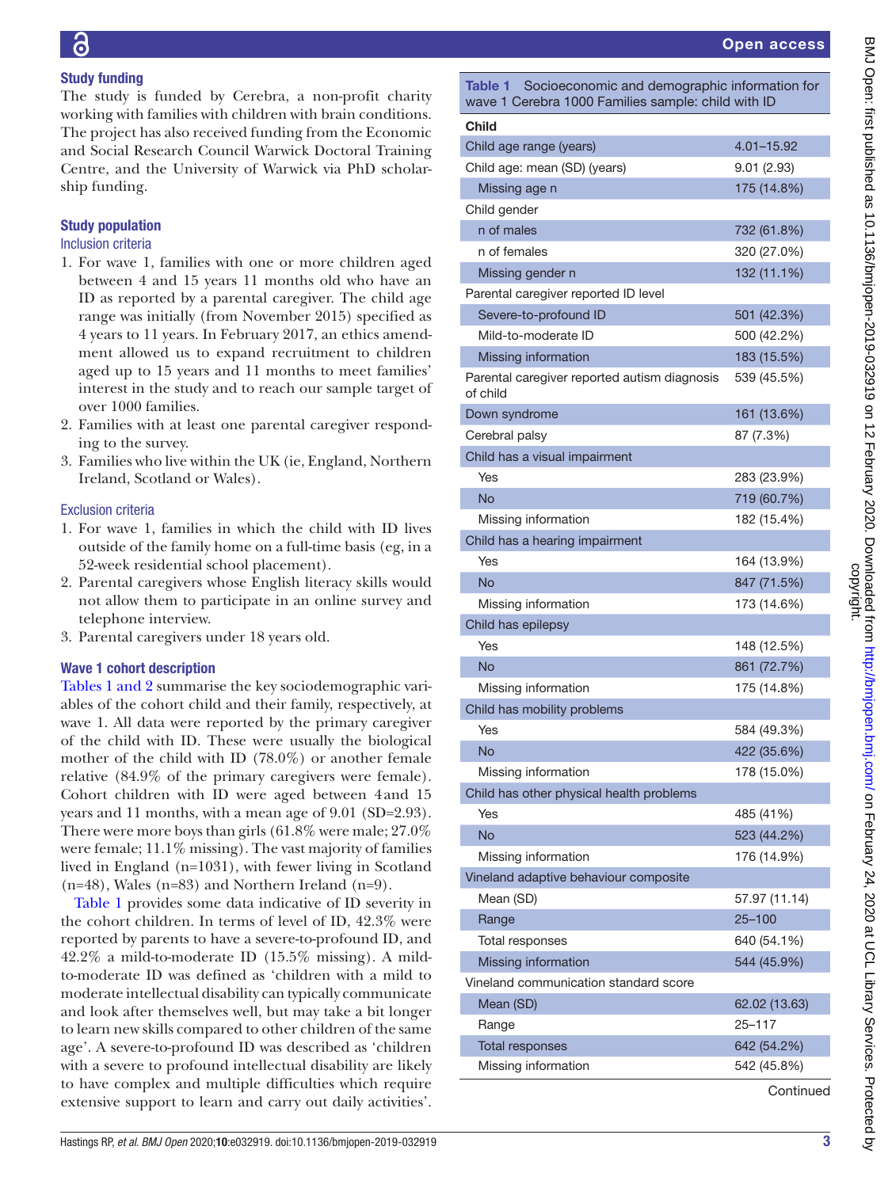### Study funding

The study is funded by Cerebra, a non-profit charity working with families with children with brain conditions. The project has also received funding from the Economic and Social Research Council Warwick Doctoral Training Centre, and the University of Warwick via PhD scholarship funding.

### Study population

#### Inclusion criteria

1. For wave 1, families with one or more children aged between 4 and 15 years 11 months old who have an ID as reported by a parental caregiver. The child age range was initially (from November 2015) specified as 4 years to 11 years. In February 2017, an ethics amendment allowed us to expand recruitment to children aged up to 15 years and 11 months to meet families' interest in the study and to reach our sample target of over 1000 families.
2. Families with at least one parental caregiver responding to the survey.
3. Families who live within the UK (ie, England, Northern Ireland, Scotland or Wales).

#### Exclusion criteria

1. For wave 1, families in which the child with ID lives outside of the family home on a full-time basis (eg, in a 52-week residential school placement).
2. Parental caregivers whose English literacy skills would not allow them to participate in an online survey and telephone interview.
3. Parental caregivers under 18 years old.

### Wave 1 cohort description

Tables 1 and 2 summarise the key sociodemographic variables of the cohort child and their family, respectively, at wave 1. All data were reported by the primary caregiver of the child with ID. These were usually the biological mother of the child with ID (78.0%) or another female relative (84.9% of the primary caregivers were female). Cohort children with ID were aged between 4 and 15 years and 11 months, with a mean age of 9.01 (SD=2.93). There were more boys than girls (61.8% were male; 27.0% were female; 11.1% missing). The vast majority of families lived in England (n=1031), with fewer living in Scotland (n=48), Wales (n=83) and Northern Ireland (n=9).

Table 1 provides some data indicative of ID severity in the cohort children. In terms of level of ID, 42.3% were reported by parents to have a severe-to-profound ID, and 42.2% a mild-to-moderate ID (15.5% missing). A mild-to-moderate ID was defined as 'children with a mild to moderate intellectual disability can typically communicate and look after themselves well, but may take a bit longer to learn new skills compared to other children of the same age'. A severe-to-profound ID was described as 'children with a severe to profound intellectual disability are likely to have complex and multiple difficulties which require extensive support to learn and carry out daily activities'.

**Table 1** Socioeconomic and demographic information for wave 1 Cerebra 1000 Families sample: child with ID

| Child | |
|---|---|
| Child age range (years) | 4.01–15.92 |
| Child age: mean (SD) (years) | 9.01 (2.93) |
| Missing age n | 175 (14.8%) |
| Child gender | |
| n of males | 732 (61.8%) |
| n of females | 320 (27.0%) |
| Missing gender n | 132 (11.1%) |
| Parental caregiver reported ID level | |
| Severe-to-profound ID | 501 (42.3%) |
| Mild-to-moderate ID | 500 (42.2%) |
| Missing information | 183 (15.5%) |
| Parental caregiver reported autism diagnosis of child | 539 (45.5%) |
| Down syndrome | 161 (13.6%) |
| Cerebral palsy | 87 (7.3%) |
| Child has a visual impairment | |
| Yes | 283 (23.9%) |
| No | 719 (60.7%) |
| Missing information | 182 (15.4%) |
| Child has a hearing impairment | |
| Yes | 164 (13.9%) |
| No | 847 (71.5%) |
| Missing information | 173 (14.6%) |
| Child has epilepsy | |
| Yes | 148 (12.5%) |
| No | 861 (72.7%) |
| Missing information | 175 (14.8%) |
| Child has mobility problems | |
| Yes | 584 (49.3%) |
| No | 422 (35.6%) |
| Missing information | 178 (15.0%) |
| Child has other physical health problems | |
| Yes | 485 (41%) |
| No | 523 (44.2%) |
| Missing information | 176 (14.9%) |
| Vineland adaptive behaviour composite | |
| Mean (SD) | 57.97 (11.14) |
| Range | 25–100 |
| Total responses | 640 (54.1%) |
| Missing information | 544 (45.9%) |
| Vineland communication standard score | |
| Mean (SD) | 62.02 (13.63) |
| Range | 25–117 |
| Total responses | 642 (54.2%) |
| Missing information | 542 (45.8%) |

Continued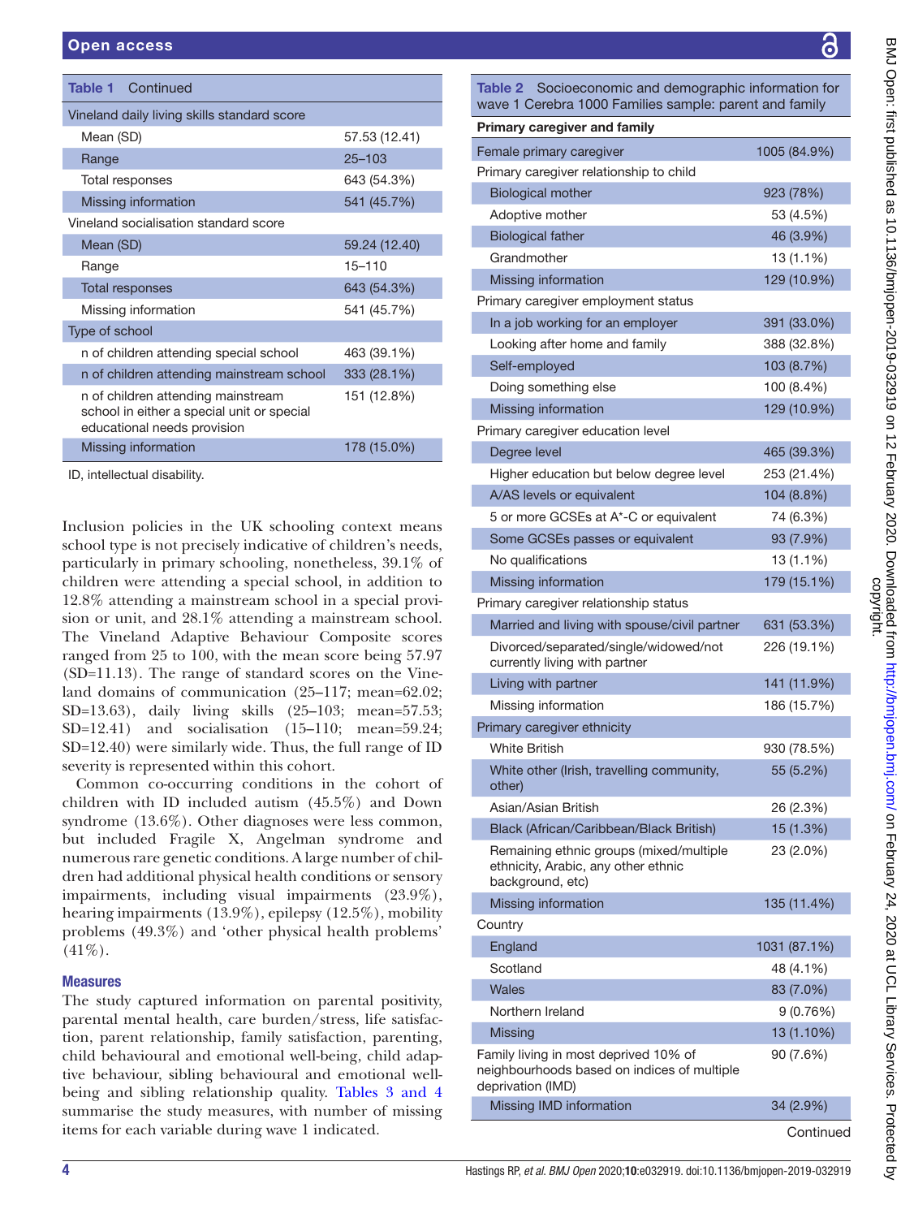**Table 1** Continued

| | |
|---|---|
| Vineland daily living skills standard score | |
| Mean (SD) | 57.53 (12.41) |
| Range | 25–103 |
| Total responses | 643 (54.3%) |
| Missing information | 541 (45.7%) |
| Vineland socialisation standard score | |
| Mean (SD) | 59.24 (12.40) |
| Range | 15–110 |
| Total responses | 643 (54.3%) |
| Missing information | 541 (45.7%) |
| Type of school | |
| n of children attending special school | 463 (39.1%) |
| n of children attending mainstream school | 333 (28.1%) |
| n of children attending mainstream school in either a special unit or special educational needs provision | 151 (12.8%) |
| Missing information | 178 (15.0%) |

ID, intellectual disability.

Inclusion policies in the UK schooling context means school type is not precisely indicative of children's needs, particularly in primary schooling, nonetheless, 39.1% of children were attending a special school, in addition to 12.8% attending a mainstream school in a special provision or unit, and 28.1% attending a mainstream school. The Vineland Adaptive Behaviour Composite scores ranged from 25 to 100, with the mean score being 57.97 (SD=11.13). The range of standard scores on the Vineland domains of communication (25–117; mean=62.02; SD=13.63), daily living skills (25–103; mean=57.53; SD=12.41) and socialisation (15–110; mean=59.24; SD=12.40) were similarly wide. Thus, the full range of ID severity is represented within this cohort.

Common co-occurring conditions in the cohort of children with ID included autism (45.5%) and Down syndrome (13.6%). Other diagnoses were less common, but included Fragile X, Angelman syndrome and numerous rare genetic conditions. A large number of children had additional physical health conditions or sensory impairments, including visual impairments (23.9%), hearing impairments (13.9%), epilepsy (12.5%), mobility problems (49.3%) and 'other physical health problems' (41%).

### Measures

The study captured information on parental positivity, parental mental health, care burden/stress, life satisfaction, parent relationship, family satisfaction, parenting, child behavioural and emotional well-being, child adaptive behaviour, sibling behavioural and emotional well-being and sibling relationship quality. Tables 3 and 4 summarise the study measures, with number of missing items for each variable during wave 1 indicated.

**Table 2** Socioeconomic and demographic information for wave 1 Cerebra 1000 Families sample: parent and family

| Primary caregiver and family | |
|---|---|
| Female primary caregiver | 1005 (84.9%) |
| Primary caregiver relationship to child | |
| Biological mother | 923 (78%) |
| Adoptive mother | 53 (4.5%) |
| Biological father | 46 (3.9%) |
| Grandmother | 13 (1.1%) |
| Missing information | 129 (10.9%) |
| Primary caregiver employment status | |
| In a job working for an employer | 391 (33.0%) |
| Looking after home and family | 388 (32.8%) |
| Self-employed | 103 (8.7%) |
| Doing something else | 100 (8.4%) |
| Missing information | 129 (10.9%) |
| Primary caregiver education level | |
| Degree level | 465 (39.3%) |
| Higher education but below degree level | 253 (21.4%) |
| A/AS levels or equivalent | 104 (8.8%) |
| 5 or more GCSEs at A*-C or equivalent | 74 (6.3%) |
| Some GCSEs passes or equivalent | 93 (7.9%) |
| No qualifications | 13 (1.1%) |
| Missing information | 179 (15.1%) |
| Primary caregiver relationship status | |
| Married and living with spouse/civil partner | 631 (53.3%) |
| Divorced/separated/single/widowed/not currently living with partner | 226 (19.1%) |
| Living with partner | 141 (11.9%) |
| Missing information | 186 (15.7%) |
| Primary caregiver ethnicity | |
| White British | 930 (78.5%) |
| White other (Irish, travelling community, other) | 55 (5.2%) |
| Asian/Asian British | 26 (2.3%) |
| Black (African/Caribbean/Black British) | 15 (1.3%) |
| Remaining ethnic groups (mixed/multiple ethnicity, Arabic, any other ethnic background, etc) | 23 (2.0%) |
| Missing information | 135 (11.4%) |
| Country | |
| England | 1031 (87.1%) |
| Scotland | 48 (4.1%) |
| Wales | 83 (7.0%) |
| Northern Ireland | 9 (0.76%) |
| Missing | 13 (1.10%) |
| Family living in most deprived 10% of neighbourhoods based on indices of multiple deprivation (IMD) | 90 (7.6%) |
| Missing IMD information | 34 (2.9%) |

Continued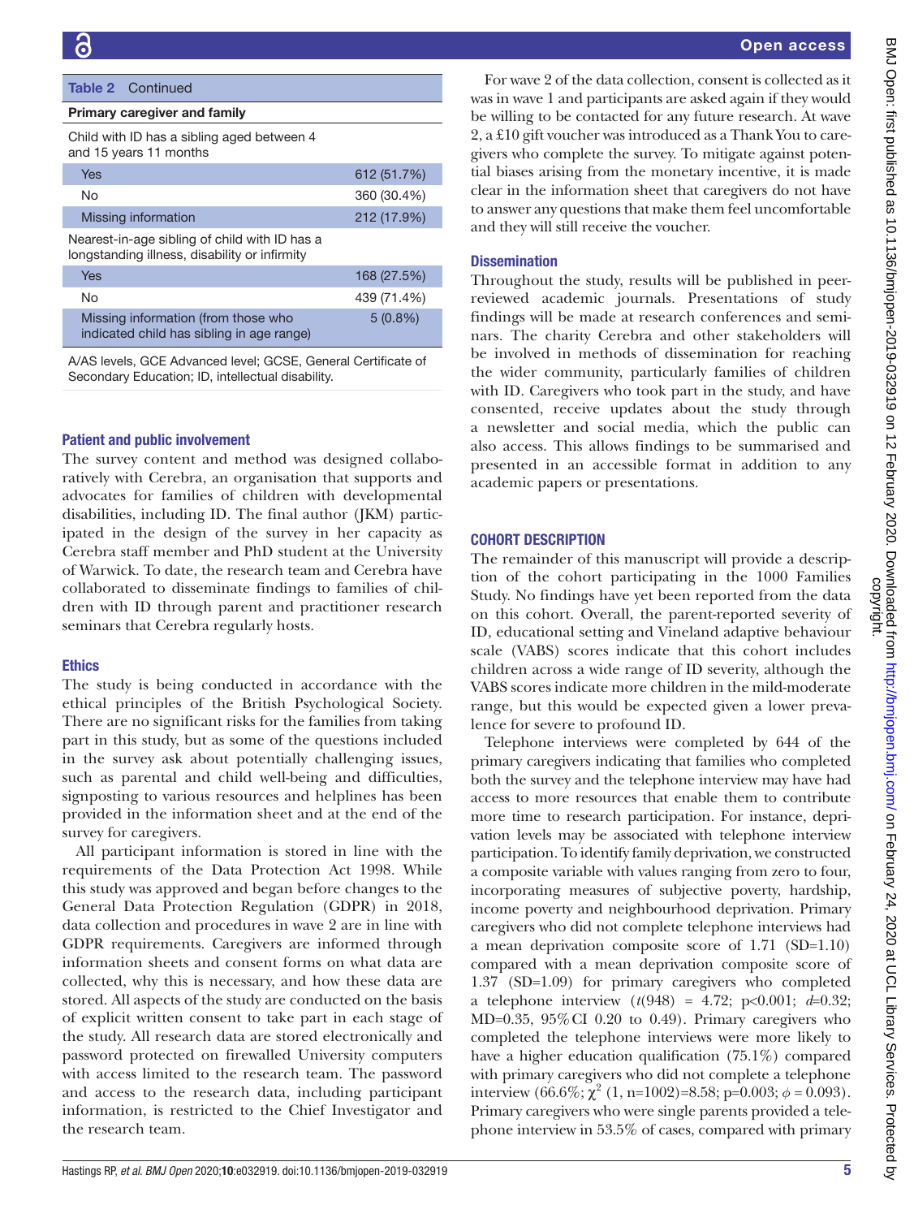**Table 2** Continued

| Primary caregiver and family | |
|---|---|
| Child with ID has a sibling aged between 4 and 15 years 11 months | |
| Yes | 612 (51.7%) |
| No | 360 (30.4%) |
| Missing information | 212 (17.9%) |
| Nearest-in-age sibling of child with ID has a longstanding illness, disability or infirmity | |
| Yes | 168 (27.5%) |
| No | 439 (71.4%) |
| Missing information (from those who indicated child has sibling in age range) | 5 (0.8%) |

A/AS levels, GCE Advanced level; GCSE, General Certificate of Secondary Education; ID, intellectual disability.

### Patient and public involvement

The survey content and method was designed collaboratively with Cerebra, an organisation that supports and advocates for families of children with developmental disabilities, including ID. The final author (JKM) participated in the design of the survey in her capacity as Cerebra staff member and PhD student at the University of Warwick. To date, the research team and Cerebra have collaborated to disseminate findings to families of children with ID through parent and practitioner research seminars that Cerebra regularly hosts.

### Ethics

The study is being conducted in accordance with the ethical principles of the British Psychological Society. There are no significant risks for the families from taking part in this study, but as some of the questions included in the survey ask about potentially challenging issues, such as parental and child well-being and difficulties, signposting to various resources and helplines has been provided in the information sheet and at the end of the survey for caregivers.

All participant information is stored in line with the requirements of the Data Protection Act 1998. While this study was approved and began before changes to the General Data Protection Regulation (GDPR) in 2018, data collection and procedures in wave 2 are in line with GDPR requirements. Caregivers are informed through information sheets and consent forms on what data are collected, why this is necessary, and how these data are stored. All aspects of the study are conducted on the basis of explicit written consent to take part in each stage of the study. All research data are stored electronically and password protected on firewalled University computers with access limited to the research team. The password and access to the research data, including participant information, is restricted to the Chief Investigator and the research team.

For wave 2 of the data collection, consent is collected as it was in wave 1 and participants are asked again if they would be willing to be contacted for any future research. At wave 2, a £10 gift voucher was introduced as a Thank You to caregivers who complete the survey. To mitigate against potential biases arising from the monetary incentive, it is made clear in the information sheet that caregivers do not have to answer any questions that make them feel uncomfortable and they will still receive the voucher.

### Dissemination

Throughout the study, results will be published in peer-reviewed academic journals. Presentations of study findings will be made at research conferences and seminars. The charity Cerebra and other stakeholders will be involved in methods of dissemination for reaching the wider community, particularly families of children with ID. Caregivers who took part in the study, and have consented, receive updates about the study through a newsletter and social media, which the public can also access. This allows findings to be summarised and presented in an accessible format in addition to any academic papers or presentations.

## COHORT DESCRIPTION

The remainder of this manuscript will provide a description of the cohort participating in the 1000 Families Study. No findings have yet been reported from the data on this cohort. Overall, the parent-reported severity of ID, educational setting and Vineland adaptive behaviour scale (VABS) scores indicate that this cohort includes children across a wide range of ID severity, although the VABS scores indicate more children in the mild-moderate range, but this would be expected given a lower prevalence for severe to profound ID.

Telephone interviews were completed by 644 of the primary caregivers indicating that families who completed both the survey and the telephone interview may have had access to more resources that enable them to contribute more time to research participation. For instance, deprivation levels may be associated with telephone interview participation. To identify family deprivation, we constructed a composite variable with values ranging from zero to four, incorporating measures of subjective poverty, hardship, income poverty and neighbourhood deprivation. Primary caregivers who did not complete telephone interviews had a mean deprivation composite score of 1.71 (SD=1.10) compared with a mean deprivation composite score of 1.37 (SD=1.09) for primary caregivers who completed a telephone interview ($t(948)$ = 4.72; p<0.001; $d$=0.32; MD=0.35, 95% CI 0.20 to 0.49). Primary caregivers who completed the telephone interviews were more likely to have a higher education qualification (75.1%) compared with primary caregivers who did not complete a telephone interview (66.6%; $\chi^2$ (1, n=1002)=8.58; p=0.003; $\phi$ = 0.093). Primary caregivers who were single parents provided a telephone interview in 53.5% of cases, compared with primary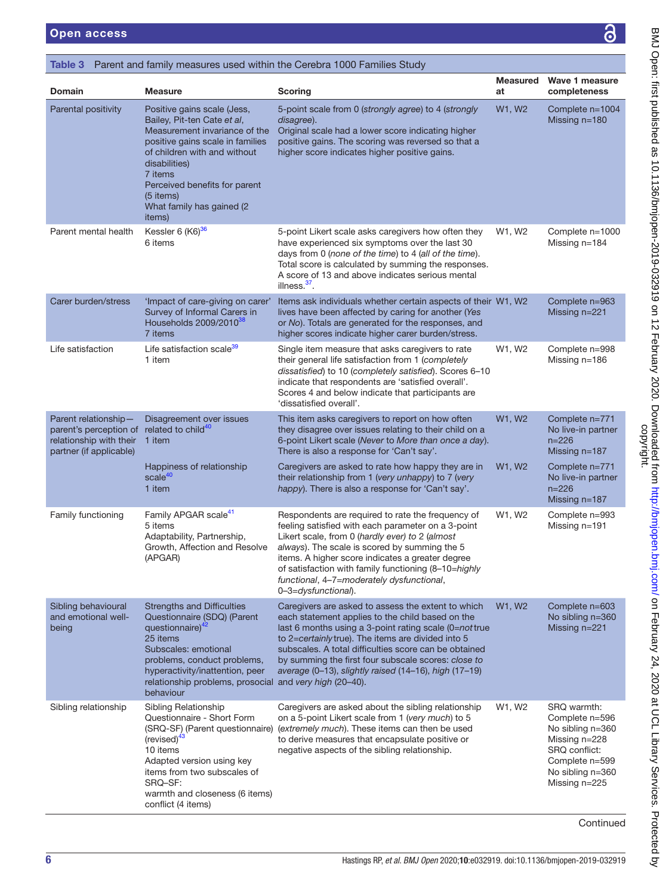**Table 3** Parent and family measures used within the Cerebra 1000 Families Study

| Domain | Measure | Scoring | Measured at | Wave 1 measure completeness |
|---|---|---|---|---|
| Parental positivity | Positive gains scale (Jess, Bailey, Pit-ten Cate *et al*, Measurement invariance of the positive gains scale in families of children with and without disabilities)<br>7 items<br>Perceived benefits for parent (5 items)<br>What family has gained (2 items) | 5-point scale from 0 (*strongly agree*) to 4 (*strongly disagree*).<br>Original scale had a lower score indicating higher positive gains. The scoring was reversed so that a higher score indicates higher positive gains. | W1, W2 | Complete n=1004<br>Missing n=180 |
| Parent mental health | Kessler 6 (K6)[36]<br>6 items | 5-point Likert scale asks caregivers how often they have experienced six symptoms over the last 30 days from 0 (*none of the time*) to 4 (*all of the time*). Total score is calculated by summing the responses. A score of 13 and above indicates serious mental illness.[37]. | W1, W2 | Complete n=1000<br>Missing n=184 |
| Carer burden/stress | 'Impact of care-giving on carer' Survey of Informal Carers in Households 2009/2010[38]<br>7 items | Items ask individuals whether certain aspects of their lives have been affected by caring for another (*Yes* or *No*). Totals are generated for the responses, and higher scores indicate higher carer burden/stress. | W1, W2 | Complete n=963<br>Missing n=221 |
| Life satisfaction | Life satisfaction scale[39]<br>1 item | Single item measure that asks caregivers to rate their general life satisfaction from 1 (*completely dissatisfied*) to 10 (*completely satisfied*). Scores 6–10 indicate that respondents are 'satisfied overall'. Scores 4 and below indicate that participants are 'dissatisfied overall'. | W1, W2 | Complete n=998<br>Missing n=186 |
| Parent relationship—parent's perception of relationship with their partner (if applicable) | Disagreement over issues related to child[40]<br>1 item | This item asks caregivers to report on how often they disagree over issues relating to their child on a 6-point Likert scale (*Never* to *More than once a day*). There is also a response for 'Can't say'. | W1, W2 | Complete n=771<br>No live-in partner n=226<br>Missing n=187 |
| | Happiness of relationship scale[40]<br>1 item | Caregivers are asked to rate how happy they are in their relationship from 1 (*very unhappy*) to 7 (*very happy*). There is also a response for 'Can't say'. | W1, W2 | Complete n=771<br>No live-in partner n=226<br>Missing n=187 |
| Family functioning | Family APGAR scale[41]<br>5 items<br>Adaptability, Partnership, Growth, Affection and Resolve (APGAR) | Respondents are required to rate the frequency of feeling satisfied with each parameter on a 3-point Likert scale, from 0 (*hardly ever*) *to* 2 (*almost always*). The scale is scored by summing the 5 items. A higher score indicates a greater degree of satisfaction with family functioning (8–10=*highly functional*, 4–7=*moderately dysfunctional*, 0–3=*dysfunctional*). | W1, W2 | Complete n=993<br>Missing n=191 |
| Sibling behavioural and emotional well-being | Strengths and Difficulties Questionnaire (SDQ) (Parent questionnaire)[42]<br>25 items<br>Subscales: emotional problems, conduct problems, hyperactivity/inattention, peer relationship problems, prosocial behaviour | Caregivers are asked to assess the extent to which each statement applies to the child based on the last 6 months using a 3-point rating scale (0=*not* true to 2=*certainly* true). The items are divided into 5 subscales. A total difficulties score can be obtained by summing the first four subscale scores: *close to average* (0–13), *slightly raised* (14–16), *high* (17–19) and *very high* (20–40). | W1, W2 | Complete n=603<br>No sibling n=360<br>Missing n=221 |
| Sibling relationship | Sibling Relationship Questionnaire - Short Form (SRQ-SF) (Parent questionnaire) (revised)[43]<br>10 items<br>Adapted version using key items from two subscales of SRQ–SF:<br>warmth and closeness (6 items)<br>conflict (4 items) | Caregivers are asked about the sibling relationship on a 5-point Likert scale from 1 (*very much*) to 5 (*extremely much*). These items can then be used to derive measures that encapsulate positive or negative aspects of the sibling relationship. | W1, W2 | SRQ warmth:<br>Complete n=596<br>No sibling n=360<br>Missing n=228<br>SRQ conflict:<br>Complete n=599<br>No sibling n=360<br>Missing n=225 |

Continued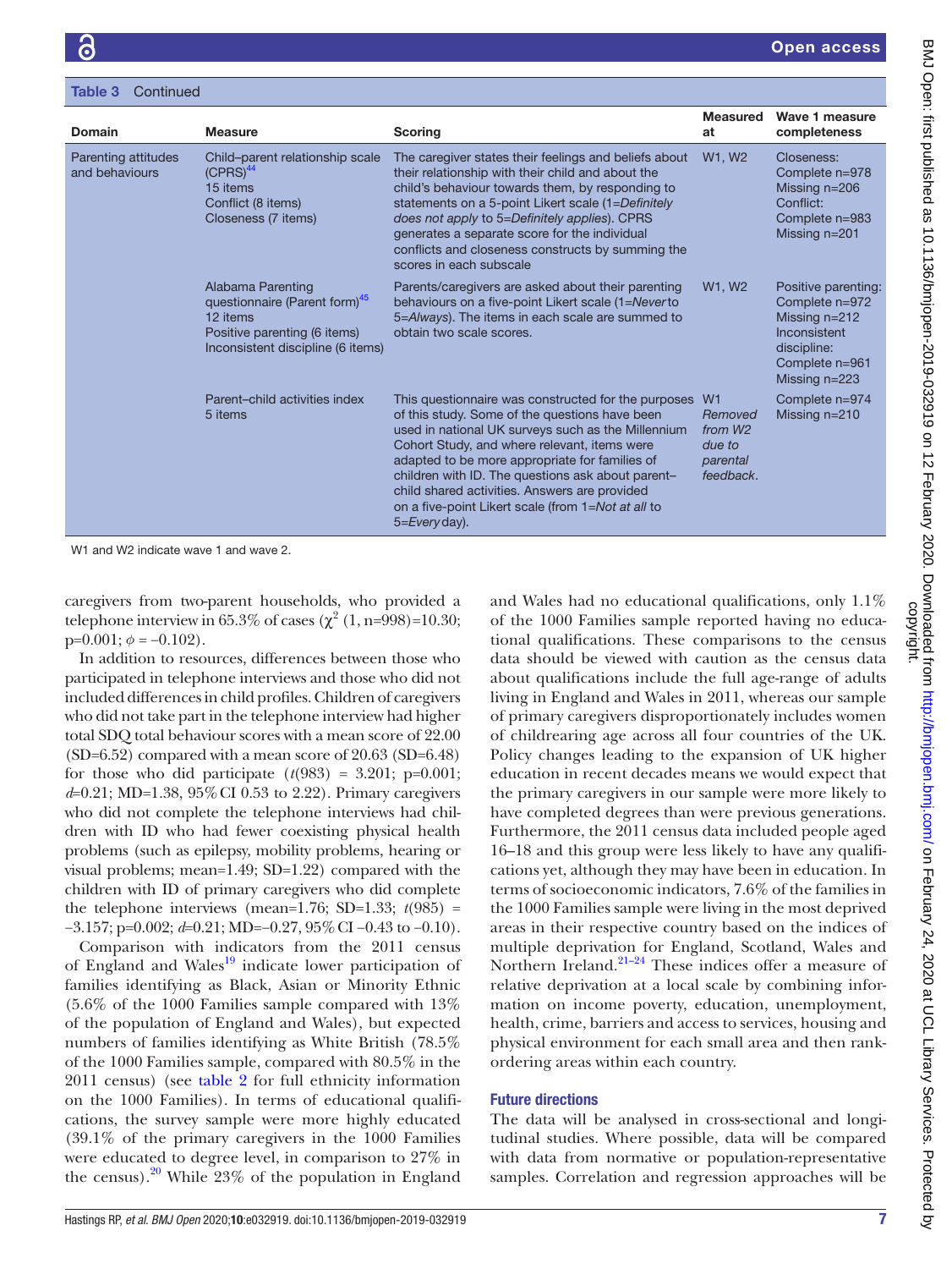**Table 3** Continued

| Domain | Measure | Scoring | Measured at | Wave 1 measure completeness |
|---|---|---|---|---|
| Parenting attitudes and behaviours | Child–parent relationship scale (CPRS)[44]<br>15 items<br>Conflict (8 items)<br>Closeness (7 items) | The caregiver states their feelings and beliefs about their relationship with their child and about the child's behaviour towards them, by responding to statements on a 5-point Likert scale (1=*Definitely does not apply* to 5=*Definitely applies*). CPRS generates a separate score for the individual conflicts and closeness constructs by summing the scores in each subscale | W1, W2 | Closeness:<br>Complete n=978<br>Missing n=206<br>Conflict:<br>Complete n=983<br>Missing n=201 |
| | Alabama Parenting questionnaire (Parent form)[45]<br>12 items<br>Positive parenting (6 items)<br>Inconsistent discipline (6 items) | Parents/caregivers are asked about their parenting behaviours on a five-point Likert scale (1=*Never* to 5=*Always*). The items in each scale are summed to obtain two scale scores. | W1, W2 | Positive parenting:<br>Complete n=972<br>Missing n=212<br>Inconsistent discipline:<br>Complete n=961<br>Missing n=223 |
| | Parent–child activities index<br>5 items | This questionnaire was constructed for the purposes of this study. Some of the questions have been used in national UK surveys such as the Millennium Cohort Study, and where relevant, items were adapted to be more appropriate for families of children with ID. The questions ask about parent–child shared activities. Answers are provided on a five-point Likert scale (from 1=*Not at all* to 5=*Every* day). | W1<br>*Removed from W2 due to parental feedback.* | Complete n=974<br>Missing n=210 |

W1 and W2 indicate wave 1 and wave 2.

caregivers from two-parent households, who provided a telephone interview in 65.3% of cases ($\chi^2$ (1, n=998)=10.30; p=0.001; $\phi$ = −0.102).

In addition to resources, differences between those who participated in telephone interviews and those who did not included differences in child profiles. Children of caregivers who did not take part in the telephone interview had higher total SDQ total behaviour scores with a mean score of 22.00 (SD=6.52) compared with a mean score of 20.63 (SD=6.48) for those who did participate ($t(983)$ = 3.201; p=0.001; $d$=0.21; MD=1.38, 95% CI 0.53 to 2.22). Primary caregivers who did not complete the telephone interviews had children with ID who had fewer coexisting physical health problems (such as epilepsy, mobility problems, hearing or visual problems; mean=1.49; SD=1.22) compared with the children with ID of primary caregivers who did complete the telephone interviews (mean=1.76; SD=1.33; $t(985)$ = −3.157; p=0.002; $d$=0.21; MD=−0.27, 95% CI −0.43 to −0.10).

Comparison with indicators from the 2011 census of England and Wales[19] indicate lower participation of families identifying as Black, Asian or Minority Ethnic (5.6% of the 1000 Families sample compared with 13% of the population of England and Wales), but expected numbers of families identifying as White British (78.5% of the 1000 Families sample, compared with 80.5% in the 2011 census) (see table 2 for full ethnicity information on the 1000 Families). In terms of educational qualifications, the survey sample were more highly educated (39.1% of the primary caregivers in the 1000 Families were educated to degree level, in comparison to 27% in the census).[20] While 23% of the population in England and Wales had no educational qualifications, only 1.1% of the 1000 Families sample reported having no educational qualifications. These comparisons to the census data should be viewed with caution as the census data about qualifications include the full age-range of adults living in England and Wales in 2011, whereas our sample of primary caregivers disproportionately includes women of childrearing age across all four countries of the UK. Policy changes leading to the expansion of UK higher education in recent decades means we would expect that the primary caregivers in our sample were more likely to have completed degrees than were previous generations. Furthermore, the 2011 census data included people aged 16–18 and this group were less likely to have any qualifications yet, although they may have been in education. In terms of socioeconomic indicators, 7.6% of the families in the 1000 Families sample were living in the most deprived areas in their respective country based on the indices of multiple deprivation for England, Scotland, Wales and Northern Ireland.[21–24] These indices offer a measure of relative deprivation at a local scale by combining information on income poverty, education, unemployment, health, crime, barriers and access to services, housing and physical environment for each small area and then rank-ordering areas within each country.

## Future directions

The data will be analysed in cross-sectional and longitudinal studies. Where possible, data will be compared with data from normative or population-representative samples. Correlation and regression approaches will be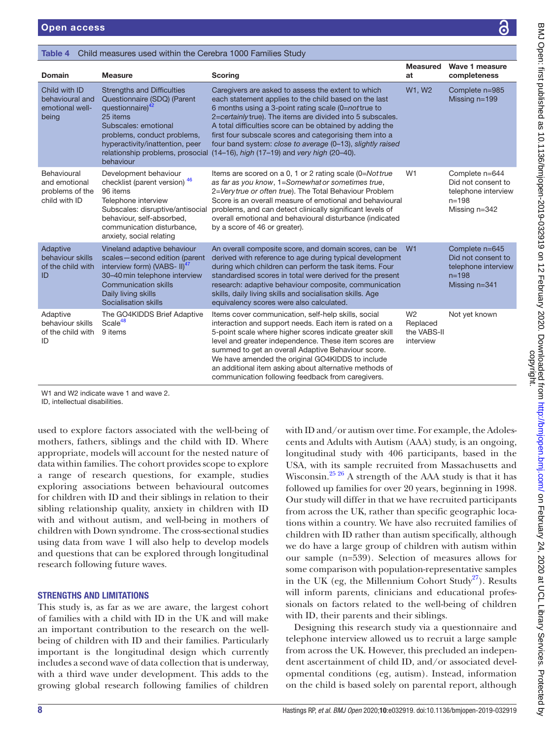**Table 4** Child measures used within the Cerebra 1000 Families Study

| Domain | Measure | Scoring | Measured at | Wave 1 measure completeness |
|---|---|---|---|---|
| Child with ID behavioural and emotional well-being | Strengths and Difficulties Questionnaire (SDQ) (Parent questionnaire)[42] 25 items Subscales: emotional problems, conduct problems, hyperactivity/inattention, peer relationship problems, prosocial behaviour | Caregivers are asked to assess the extent to which each statement applies to the child based on the last 6 months using a 3-point rating scale (0=*not* true to 2=*certainly* true). The items are divided into 5 subscales. A total difficulties score can be obtained by adding the first four subscale scores and categorising them into a four band system: *close to average* (0–13), *slightly raised* (14–16), *high* (17–19) and *very high* (20–40). | W1, W2 | Complete n=985 Missing n=199 |
| Behavioural and emotional problems of the child with ID | Development behaviour checklist (parent version) [46] 96 items Telephone interview Subscales: disruptive/antisocial behaviour, self-absorbed, communication disturbance, anxiety, social relating | Items are scored on a 0, 1 or 2 rating scale (0=*Not true as far as you know*, 1=*Somewhat or sometimes true*, 2=*Very true or often true*). The Total Behaviour Problem Score is an overall measure of emotional and behavioural problems, and can detect clinically significant levels of overall emotional and behavioural disturbance (indicated by a score of 46 or greater). | W1 | Complete n=644 Did not consent to telephone interview n=198 Missing n=342 |
| Adaptive behaviour skills of the child with ID | Vineland adaptive behaviour scales—second edition (parent interview form) (VABS- II)[47] 30–40 min telephone interview Communication skills Daily living skills Socialisation skills | An overall composite score, and domain scores, can be derived with reference to age during typical development during which children can perform the task items. Four standardised scores in total were derived for the present research: adaptive behaviour composite, communication skills, daily living skills and socialisation skills. Age equivalency scores were also calculated. | W1 | Complete n=645 Did not consent to telephone interview n=198 Missing n=341 |
| Adaptive behaviour skills of the child with ID | The GO4KIDDS Brief Adaptive Scale[48] 9 items | Items cover communication, self-help skills, social interaction and support needs. Each item is rated on a 5-point scale where higher scores indicate greater skill level and greater independence. These item scores are summed to get an overall Adaptive Behaviour score. We have amended the original GO4KIDDS to include an additional item asking about alternative methods of communication following feedback from caregivers. | W2 Replaced the VABS-II interview | Not yet known |

W1 and W2 indicate wave 1 and wave 2.
ID, intellectual disabilities.

used to explore factors associated with the well-being of mothers, fathers, siblings and the child with ID. Where appropriate, models will account for the nested nature of data within families. The cohort provides scope to explore a range of research questions, for example, studies exploring associations between behavioural outcomes for children with ID and their siblings in relation to their sibling relationship quality, anxiety in children with ID with and without autism, and well-being in mothers of children with Down syndrome. The cross-sectional studies using data from wave 1 will also help to develop models and questions that can be explored through longitudinal research following future waves.

## STRENGTHS AND LIMITATIONS

This study is, as far as we are aware, the largest cohort of families with a child with ID in the UK and will make an important contribution to the research on the well-being of children with ID and their families. Particularly important is the longitudinal design which currently includes a second wave of data collection that is underway, with a third wave under development. This adds to the growing global research following families of children with ID and/or autism over time. For example, the Adolescents and Adults with Autism (AAA) study, is an ongoing, longitudinal study with 406 participants, based in the USA, with its sample recruited from Massachusetts and Wisconsin.[25,26] A strength of the AAA study is that it has followed up families for over 20 years, beginning in 1998. Our study will differ in that we have recruited participants from across the UK, rather than specific geographic locations within a country. We have also recruited families of children with ID rather than autism specifically, although we do have a large group of children with autism within our sample (n=539). Selection of measures allows for some comparison with population-representative samples in the UK (eg, the Millennium Cohort Study[27]). Results will inform parents, clinicians and educational professionals on factors related to the well-being of children with ID, their parents and their siblings.

Designing this research study via a questionnaire and telephone interview allowed us to recruit a large sample from across the UK. However, this precluded an independent ascertainment of child ID, and/or associated developmental conditions (eg, autism). Instead, information on the child is based solely on parental report, although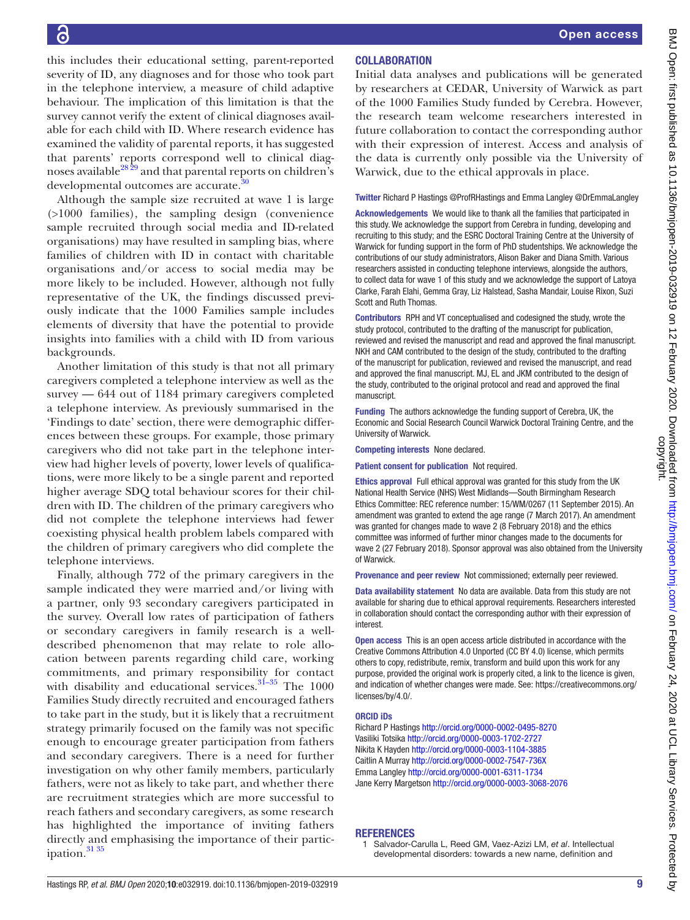this includes their educational setting, parent-reported severity of ID, any diagnoses and for those who took part in the telephone interview, a measure of child adaptive behaviour. The implication of this limitation is that the survey cannot verify the extent of clinical diagnoses available for each child with ID. Where research evidence has examined the validity of parental reports, it has suggested that parents' reports correspond well to clinical diagnoses available[28 29] and that parental reports on children's developmental outcomes are accurate.[30]

Although the sample size recruited at wave 1 is large (>1000 families), the sampling design (convenience sample recruited through social media and ID-related organisations) may have resulted in sampling bias, where families of children with ID in contact with charitable organisations and/or access to social media may be more likely to be included. However, although not fully representative of the UK, the findings discussed previously indicate that the 1000 Families sample includes elements of diversity that have the potential to provide insights into families with a child with ID from various backgrounds.

Another limitation of this study is that not all primary caregivers completed a telephone interview as well as the survey — 644 out of 1184 primary caregivers completed a telephone interview. As previously summarised in the 'Findings to date' section, there were demographic differences between these groups. For example, those primary caregivers who did not take part in the telephone interview had higher levels of poverty, lower levels of qualifications, were more likely to be a single parent and reported higher average SDQ total behaviour scores for their children with ID. The children of the primary caregivers who did not complete the telephone interviews had fewer coexisting physical health problem labels compared with the children of primary caregivers who did complete the telephone interviews.

Finally, although 772 of the primary caregivers in the sample indicated they were married and/or living with a partner, only 93 secondary caregivers participated in the survey. Overall low rates of participation of fathers or secondary caregivers in family research is a well-described phenomenon that may relate to role allocation between parents regarding child care, working commitments, and primary responsibility for contact with disability and educational services.[31–35] The 1000 Families Study directly recruited and encouraged fathers to take part in the study, but it is likely that a recruitment strategy primarily focused on the family was not specific enough to encourage greater participation from fathers and secondary caregivers. There is a need for further investigation on why other family members, particularly fathers, were not as likely to take part, and whether there are recruitment strategies which are more successful to reach fathers and secondary caregivers, as some research has highlighted the importance of inviting fathers directly and emphasising the importance of their participation.[31 35]

## COLLABORATION

Initial data analyses and publications will be generated by researchers at CEDAR, University of Warwick as part of the 1000 Families Study funded by Cerebra. However, the research team welcome researchers interested in future collaboration to contact the corresponding author with their expression of interest. Access and analysis of the data is currently only possible via the University of Warwick, due to the ethical approvals in place.

**Twitter** Richard P Hastings @ProfRHastings and Emma Langley @DrEmmaLangley

**Acknowledgements** We would like to thank all the families that participated in this study. We acknowledge the support from Cerebra in funding, developing and recruiting to this study; and the ESRC Doctoral Training Centre at the University of Warwick for funding support in the form of PhD studentships. We acknowledge the contributions of our study administrators, Alison Baker and Diana Smith. Various researchers assisted in conducting telephone interviews, alongside the authors, to collect data for wave 1 of this study and we acknowledge the support of Latoya Clarke, Farah Elahi, Gemma Gray, Liz Halstead, Sasha Mandair, Louise Rixon, Suzi Scott and Ruth Thomas.

**Contributors** RPH and VT conceptualised and codesigned the study, wrote the study protocol, contributed to the drafting of the manuscript for publication, reviewed and revised the manuscript and read and approved the final manuscript. NKH and CAM contributed to the design of the study, contributed to the drafting of the manuscript for publication, reviewed and revised the manuscript, and read and approved the final manuscript. MJ, EL and JKM contributed to the design of the study, contributed to the original protocol and read and approved the final manuscript.

**Funding** The authors acknowledge the funding support of Cerebra, UK, the Economic and Social Research Council Warwick Doctoral Training Centre, and the University of Warwick.

**Competing interests** None declared.

**Patient consent for publication** Not required.

**Ethics approval** Full ethical approval was granted for this study from the UK National Health Service (NHS) West Midlands—South Birmingham Research Ethics Committee: REC reference number: 15/WM/0267 (11 September 2015). An amendment was granted to extend the age range (7 March 2017). An amendment was granted for changes made to wave 2 (8 February 2018) and the ethics committee was informed of further minor changes made to the documents for wave 2 (27 February 2018). Sponsor approval was also obtained from the University of Warwick.

**Provenance and peer review** Not commissioned; externally peer reviewed.

**Data availability statement** No data are available. Data from this study are not available for sharing due to ethical approval requirements. Researchers interested in collaboration should contact the corresponding author with their expression of interest.

**Open access** This is an open access article distributed in accordance with the Creative Commons Attribution 4.0 Unported (CC BY 4.0) license, which permits others to copy, redistribute, remix, transform and build upon this work for any purpose, provided the original work is properly cited, a link to the licence is given, and indication of whether changes were made. See: https://creativecommons.org/licenses/by/4.0/.

### ORCID iDs

Richard P Hastings http://orcid.org/0000-0002-0495-8270
Vasiliki Totsika http://orcid.org/0000-0003-1702-2727
Nikita K Hayden http://orcid.org/0000-0003-1104-3885
Caitlin A Murray http://orcid.org/0000-0002-7547-736X
Emma Langley http://orcid.org/0000-0001-6311-1734
Jane Kerry Margetson http://orcid.org/0000-0003-3068-2076

## REFERENCES

1. Salvador-Carulla L, Reed GM, Vaez-Azizi LM, *et al*. Intellectual developmental disorders: towards a new name, definition and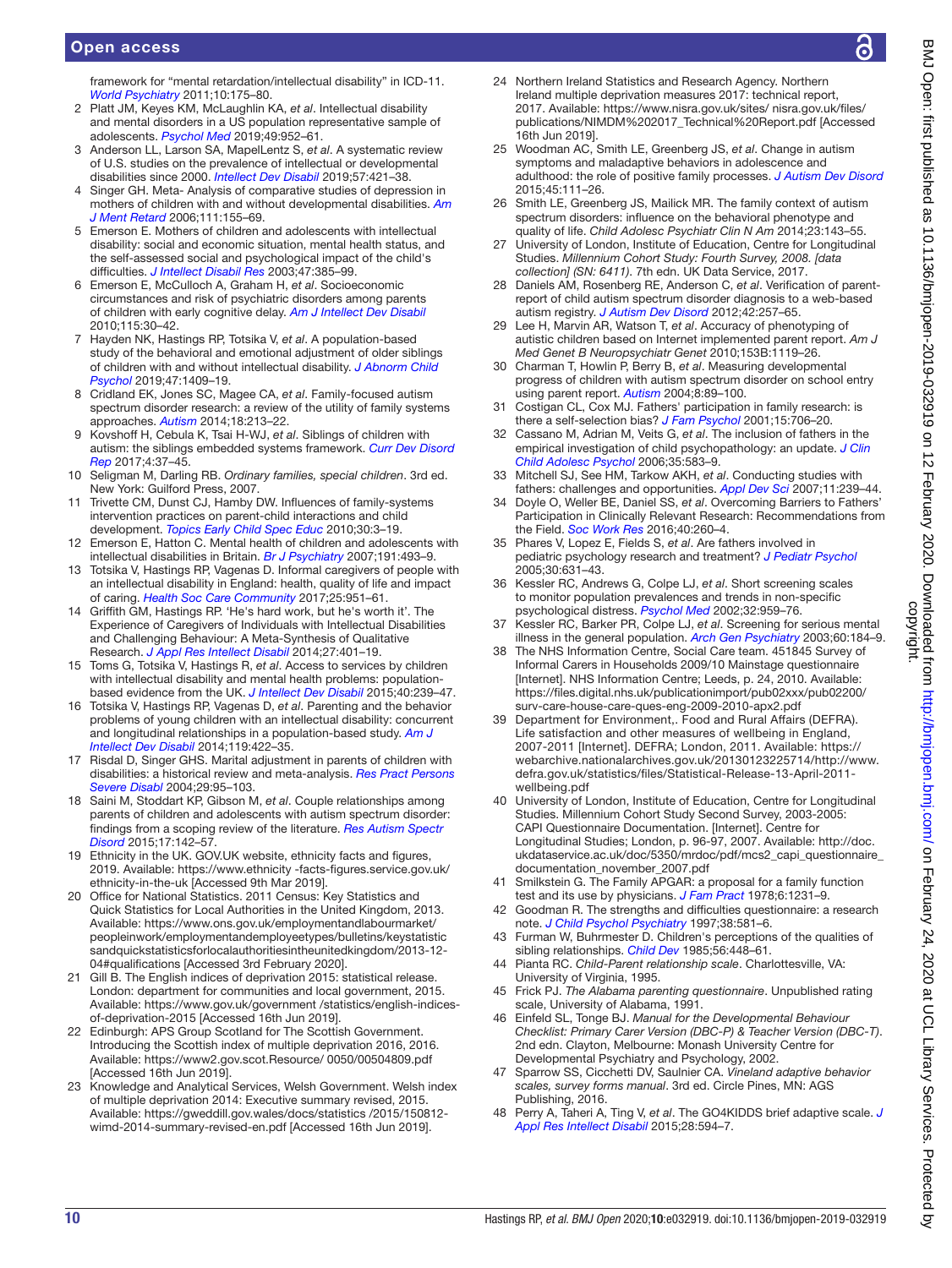framework for "mental retardation/intellectual disability" in ICD-11. *World Psychiatry* 2011;10:175–80.

2. Platt JM, Keyes KM, McLaughlin KA, *et al*. Intellectual disability and mental disorders in a US population representative sample of adolescents. *Psychol Med* 2019;49:952–61.
3. Anderson LL, Larson SA, MapelLentz S, *et al*. A systematic review of U.S. studies on the prevalence of intellectual or developmental disabilities since 2000. *Intellect Dev Disabil* 2019;57:421–38.
4. Singer GH. Meta- Analysis of comparative studies of depression in mothers of children with and without developmental disabilities. *Am J Ment Retard* 2006;111:155–69.
5. Emerson E. Mothers of children and adolescents with intellectual disability: social and economic situation, mental health status, and the self-assessed social and psychological impact of the child's difficulties. *J Intellect Disabil Res* 2003;47:385–99.
6. Emerson E, McCulloch A, Graham H, *et al*. Socioeconomic circumstances and risk of psychiatric disorders among parents of children with early cognitive delay. *Am J Intellect Dev Disabil* 2010;115:30–42.
7. Hayden NK, Hastings RP, Totsika V, *et al*. A population-based study of the behavioral and emotional adjustment of older siblings of children with and without intellectual disability. *J Abnorm Child Psychol* 2019;47:1409–19.
8. Cridland EK, Jones SC, Magee CA, *et al*. Family-focused autism spectrum disorder research: a review of the utility of family systems approaches. *Autism* 2014;18:213–22.
9. Kovshoff H, Cebula K, Tsai H-WJ, *et al*. Siblings of children with autism: the siblings embedded systems framework. *Curr Dev Disord Rep* 2017;4:37–45.
10. Seligman M, Darling RB. *Ordinary families, special children*. 3rd ed. New York: Guilford Press, 2007.
11. Trivette CM, Dunst CJ, Hamby DW. Influences of family-systems intervention practices on parent-child interactions and child development. *Topics Early Child Spec Educ* 2010;30:3–19.
12. Emerson E, Hatton C. Mental health of children and adolescents with intellectual disabilities in Britain. *Br J Psychiatry* 2007;191:493–9.
13. Totsika V, Hastings RP, Vagenas D. Informal caregivers of people with an intellectual disability in England: health, quality of life and impact of caring. *Health Soc Care Community* 2017;25:951–61.
14. Griffith GM, Hastings RP. 'He's hard work, but he's worth it'. The Experience of Caregivers of Individuals with Intellectual Disabilities and Challenging Behaviour: A Meta-Synthesis of Qualitative Research. *J Appl Res Intellect Disabil* 2014;27:401–19.
15. Toms G, Totsika V, Hastings R, *et al*. Access to services by children with intellectual disability and mental health problems: population-based evidence from the UK. *J Intellect Dev Disabil* 2015;40:239–47.
16. Totsika V, Hastings RP, Vagenas D, *et al*. Parenting and the behavior problems of young children with an intellectual disability: concurrent and longitudinal relationships in a population-based study. *Am J Intellect Dev Disabil* 2014;119:422–35.
17. Risdal D, Singer GHS. Marital adjustment in parents of children with disabilities: a historical review and meta-analysis. *Res Pract Persons Severe Disabl* 2004;29:95–103.
18. Saini M, Stoddart KP, Gibson M, *et al*. Couple relationships among parents of children and adolescents with autism spectrum disorder: findings from a scoping review of the literature. *Res Autism Spectr Disord* 2015;17:142–57.
19. Ethnicity in the UK. GOV.UK website, ethnicity facts and figures, 2019. Available: https://www.ethnicity -facts-figures.service.gov.uk/ethnicity-in-the-uk [Accessed 9th Mar 2019].
20. Office for National Statistics. 2011 Census: Key Statistics and Quick Statistics for Local Authorities in the United Kingdom, 2013. Available: https://www.ons.gov.uk/employmentandlabourmarket/peopleinwork/employmentandemployeetypes/bulletins/keystatisticsandquickstatisticsforlocalauthoritiesintheunitedkingdom/2013-12-04#qualifications [Accessed 3rd February 2020].
21. Gill B. The English indices of deprivation 2015: statistical release. London: department for communities and local government, 2015. Available: https://www.gov.uk/government /statistics/english-indices-of-deprivation-2015 [Accessed 16th Jun 2019].
22. Edinburgh: APS Group Scotland for The Scottish Government. Introducing the Scottish index of multiple deprivation 2016, 2016. Available: https://www2.gov.scot.Resource/ 0050/00504809.pdf [Accessed 16th Jun 2019].
23. Knowledge and Analytical Services, Welsh Government. Welsh index of multiple deprivation 2014: Executive summary revised, 2015. Available: https://gweddill.gov.wales/docs/statistics /2015/150812-wimd-2014-summary-revised-en.pdf [Accessed 16th Jun 2019].
24. Northern Ireland Statistics and Research Agency. Northern Ireland multiple deprivation measures 2017: technical report, 2017. Available: https://www.nisra.gov.uk/sites/ nisra.gov.uk/files/publications/NIMDM%202017_Technical%20Report.pdf [Accessed 16th Jun 2019].
25. Woodman AC, Smith LE, Greenberg JS, *et al*. Change in autism symptoms and maladaptive behaviors in adolescence and adulthood: the role of positive family processes. *J Autism Dev Disord* 2015;45:111–26.
26. Smith LE, Greenberg JS, Mailick MR. The family context of autism spectrum disorders: influence on the behavioral phenotype and quality of life. *Child Adolesc Psychiatr Clin N Am* 2014;23:143–55.
27. University of London, Institute of Education, Centre for Longitudinal Studies. *Millennium Cohort Study: Fourth Survey, 2008. [data collection] (SN: 6411)*. 7th edn. UK Data Service, 2017.
28. Daniels AM, Rosenberg RE, Anderson C, *et al*. Verification of parent-report of child autism spectrum disorder diagnosis to a web-based autism registry. *J Autism Dev Disord* 2012;42:257–65.
29. Lee H, Marvin AR, Watson T, *et al*. Accuracy of phenotyping of autistic children based on Internet implemented parent report. *Am J Med Genet B Neuropsychiatr Genet* 2010;153B:1119–26.
30. Charman T, Howlin P, Berry B, *et al*. Measuring developmental progress of children with autism spectrum disorder on school entry using parent report. *Autism* 2004;8:89–100.
31. Costigan CL, Cox MJ. Fathers' participation in family research: is there a self-selection bias? *J Fam Psychol* 2001;15:706–20.
32. Cassano M, Adrian M, Veits G, *et al*. The inclusion of fathers in the empirical investigation of child psychopathology: an update. *J Clin Child Adolesc Psychol* 2006;35:583–9.
33. Mitchell SJ, See HM, Tarkow AKH, *et al*. Conducting studies with fathers: challenges and opportunities. *Appl Dev Sci* 2007;11:239–44.
34. Doyle O, Weller BE, Daniel SS, *et al*. Overcoming Barriers to Fathers' Participation in Clinically Relevant Research: Recommendations from the Field. *Soc Work Res* 2016;40:260–4.
35. Phares V, Lopez E, Fields S, *et al*. Are fathers involved in pediatric psychology research and treatment? *J Pediatr Psychol* 2005;30:631–43.
36. Kessler RC, Andrews G, Colpe LJ, *et al*. Short screening scales to monitor population prevalences and trends in non-specific psychological distress. *Psychol Med* 2002;32:959–76.
37. Kessler RC, Barker PR, Colpe LJ, *et al*. Screening for serious mental illness in the general population. *Arch Gen Psychiatry* 2003;60:184–9.
38. The NHS Information Centre, Social Care team. 451845 Survey of Informal Carers in Households 2009/10 Mainstage questionnaire [Internet]. NHS Information Centre; Leeds, p. 24, 2010. Available: https://files.digital.nhs.uk/publicationimport/pub02xxx/pub02200/surv-care-house-care-ques-eng-2009-2010-apx2.pdf
39. Department for Environment,. Food and Rural Affairs (DEFRA). Life satisfaction and other measures of wellbeing in England, 2007-2011 [Internet]. DEFRA; London, 2011. Available: https://webarchive.nationalarchives.gov.uk/20130123225714/http://www.defra.gov.uk/statistics/files/Statistical-Release-13-April-2011-wellbeing.pdf
40. University of London, Institute of Education, Centre for Longitudinal Studies. Millennium Cohort Study Second Survey, 2003-2005: CAPI Questionnaire Documentation. [Internet]. Centre for Longitudinal Studies; London, p. 96-97, 2007. Available: http://doc.ukdataservice.ac.uk/doc/5350/mrdoc/pdf/mcs2_capi_questionnaire_documentation_november_2007.pdf
41. Smilkstein G. The Family APGAR: a proposal for a family function test and its use by physicians. *J Fam Pract* 1978;6:1231–9.
42. Goodman R. The strengths and difficulties questionnaire: a research note. *J Child Psychol Psychiatry* 1997;38:581–6.
43. Furman W, Buhrmester D. Children's perceptions of the qualities of sibling relationships. *Child Dev* 1985;56:448–61.
44. Pianta RC. *Child-Parent relationship scale*. Charlottesville, VA: University of Virginia, 1995.
45. Frick PJ. *The Alabama parenting questionnaire*. Unpublished rating scale, University of Alabama, 1991.
46. Einfeld SL, Tonge BJ. *Manual for the Developmental Behaviour Checklist: Primary Carer Version (DBC-P) & Teacher Version (DBC-T)*. 2nd edn. Clayton, Melbourne: Monash University Centre for Developmental Psychiatry and Psychology, 2002.
47. Sparrow SS, Cicchetti DV, Saulnier CA. *Vineland adaptive behavior scales, survey forms manual*. 3rd ed. Circle Pines, MN: AGS Publishing, 2016.
48. Perry A, Taheri A, Ting V, *et al*. The GO4KIDDS brief adaptive scale. *J Appl Res Intellect Disabil* 2015;28:594–7.